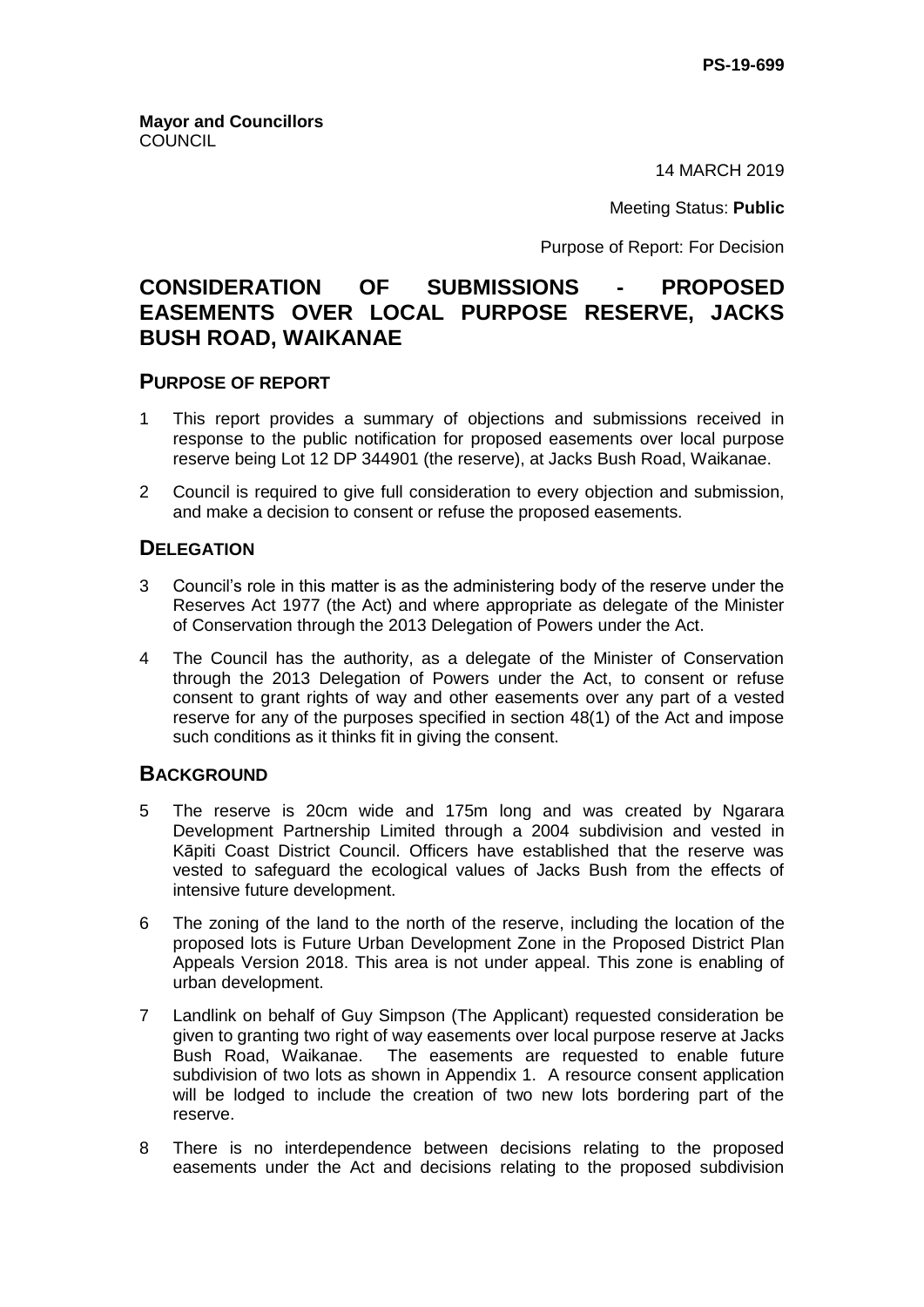PS-19-699

**Mayor and Councillors**
COUNCIL

14 MARCH 2019

Meeting Status: **Public**

Purpose of Report: For Decision

# CONSIDERATION OF SUBMISSIONS - PROPOSED EASEMENTS OVER LOCAL PURPOSE RESERVE, JACKS BUSH ROAD, WAIKANAE

## PURPOSE OF REPORT

1 This report provides a summary of objections and submissions received in response to the public notification for proposed easements over local purpose reserve being Lot 12 DP 344901 (the reserve), at Jacks Bush Road, Waikanae.

2 Council is required to give full consideration to every objection and submission, and make a decision to consent or refuse the proposed easements.

## DELEGATION

3 Council's role in this matter is as the administering body of the reserve under the Reserves Act 1977 (the Act) and where appropriate as delegate of the Minister of Conservation through the 2013 Delegation of Powers under the Act.

4 The Council has the authority, as a delegate of the Minister of Conservation through the 2013 Delegation of Powers under the Act, to consent or refuse consent to grant rights of way and other easements over any part of a vested reserve for any of the purposes specified in section 48(1) of the Act and impose such conditions as it thinks fit in giving the consent.

## BACKGROUND

5 The reserve is 20cm wide and 175m long and was created by Ngarara Development Partnership Limited through a 2004 subdivision and vested in Kāpiti Coast District Council. Officers have established that the reserve was vested to safeguard the ecological values of Jacks Bush from the effects of intensive future development.

6 The zoning of the land to the north of the reserve, including the location of the proposed lots is Future Urban Development Zone in the Proposed District Plan Appeals Version 2018. This area is not under appeal. This zone is enabling of urban development.

7 Landlink on behalf of Guy Simpson (The Applicant) requested consideration be given to granting two right of way easements over local purpose reserve at Jacks Bush Road, Waikanae. The easements are requested to enable future subdivision of two lots as shown in Appendix 1. A resource consent application will be lodged to include the creation of two new lots bordering part of the reserve.

8 There is no interdependence between decisions relating to the proposed easements under the Act and decisions relating to the proposed subdivision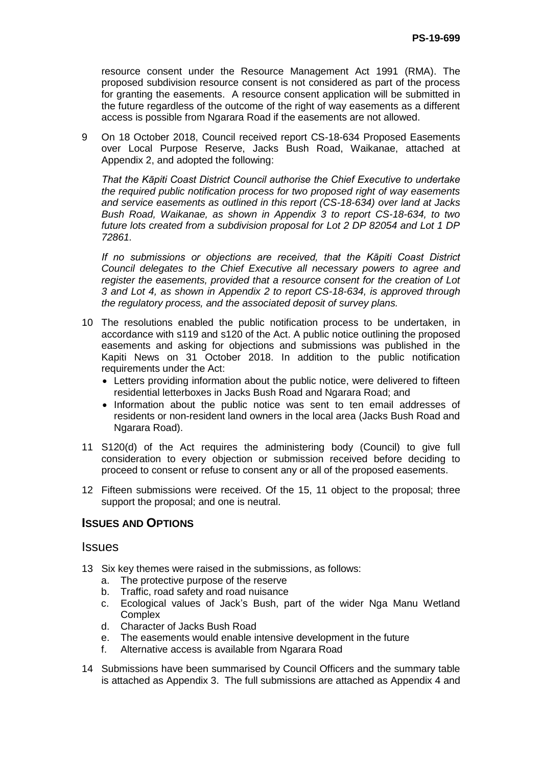resource consent under the Resource Management Act 1991 (RMA). The proposed subdivision resource consent is not considered as part of the process for granting the easements. A resource consent application will be submitted in the future regardless of the outcome of the right of way easements as a different access is possible from Ngarara Road if the easements are not allowed.

9 On 18 October 2018, Council received report CS-18-634 Proposed Easements over Local Purpose Reserve, Jacks Bush Road, Waikanae, attached at Appendix 2, and adopted the following:

*That the Kāpiti Coast District Council authorise the Chief Executive to undertake the required public notification process for two proposed right of way easements and service easements as outlined in this report (CS-18-634) over land at Jacks Bush Road, Waikanae, as shown in Appendix 3 to report CS-18-634, to two future lots created from a subdivision proposal for Lot 2 DP 82054 and Lot 1 DP 72861.*

*If no submissions or objections are received, that the Kāpiti Coast District Council delegates to the Chief Executive all necessary powers to agree and register the easements, provided that a resource consent for the creation of Lot 3 and Lot 4, as shown in Appendix 2 to report CS-18-634, is approved through the regulatory process, and the associated deposit of survey plans.*

10 The resolutions enabled the public notification process to be undertaken, in accordance with s119 and s120 of the Act. A public notice outlining the proposed easements and asking for objections and submissions was published in the Kapiti News on 31 October 2018. In addition to the public notification requirements under the Act:
- Letters providing information about the public notice, were delivered to fifteen residential letterboxes in Jacks Bush Road and Ngarara Road; and
- Information about the public notice was sent to ten email addresses of residents or non-resident land owners in the local area (Jacks Bush Road and Ngarara Road).

11 S120(d) of the Act requires the administering body (Council) to give full consideration to every objection or submission received before deciding to proceed to consent or refuse to consent any or all of the proposed easements.

12 Fifteen submissions were received. Of the 15, 11 object to the proposal; three support the proposal; and one is neutral.

## ISSUES AND OPTIONS

### Issues

13 Six key themes were raised in the submissions, as follows:
   a. The protective purpose of the reserve
   b. Traffic, road safety and road nuisance
   c. Ecological values of Jack's Bush, part of the wider Nga Manu Wetland Complex
   d. Character of Jacks Bush Road
   e. The easements would enable intensive development in the future
   f. Alternative access is available from Ngarara Road

14 Submissions have been summarised by Council Officers and the summary table is attached as Appendix 3. The full submissions are attached as Appendix 4 and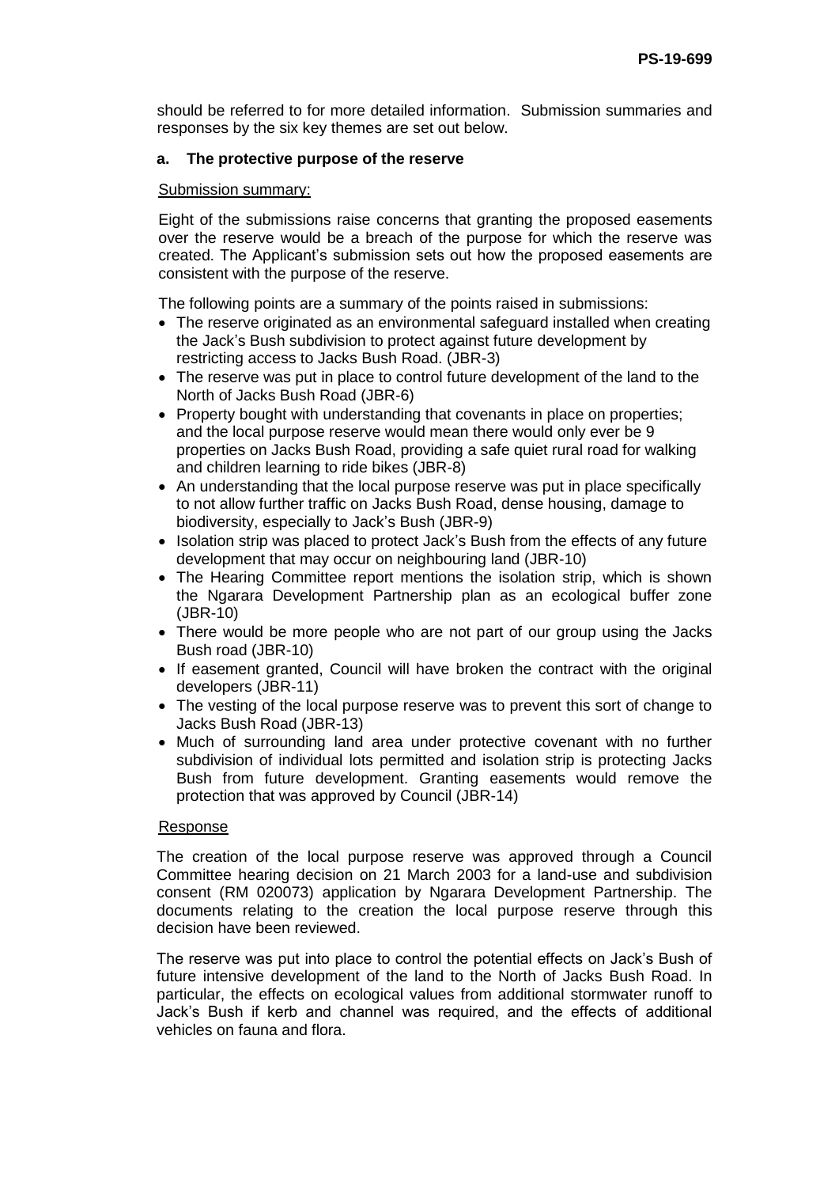should be referred to for more detailed information. Submission summaries and responses by the six key themes are set out below.

#### a. The protective purpose of the reserve

Submission summary:

Eight of the submissions raise concerns that granting the proposed easements over the reserve would be a breach of the purpose for which the reserve was created. The Applicant's submission sets out how the proposed easements are consistent with the purpose of the reserve.

The following points are a summary of the points raised in submissions:

- The reserve originated as an environmental safeguard installed when creating the Jack's Bush subdivision to protect against future development by restricting access to Jacks Bush Road. (JBR-3)
- The reserve was put in place to control future development of the land to the North of Jacks Bush Road (JBR-6)
- Property bought with understanding that covenants in place on properties; and the local purpose reserve would mean there would only ever be 9 properties on Jacks Bush Road, providing a safe quiet rural road for walking and children learning to ride bikes (JBR-8)
- An understanding that the local purpose reserve was put in place specifically to not allow further traffic on Jacks Bush Road, dense housing, damage to biodiversity, especially to Jack's Bush (JBR-9)
- Isolation strip was placed to protect Jack's Bush from the effects of any future development that may occur on neighbouring land (JBR-10)
- The Hearing Committee report mentions the isolation strip, which is shown the Ngarara Development Partnership plan as an ecological buffer zone (JBR-10)
- There would be more people who are not part of our group using the Jacks Bush road (JBR-10)
- If easement granted, Council will have broken the contract with the original developers (JBR-11)
- The vesting of the local purpose reserve was to prevent this sort of change to Jacks Bush Road (JBR-13)
- Much of surrounding land area under protective covenant with no further subdivision of individual lots permitted and isolation strip is protecting Jacks Bush from future development. Granting easements would remove the protection that was approved by Council (JBR-14)

Response

The creation of the local purpose reserve was approved through a Council Committee hearing decision on 21 March 2003 for a land-use and subdivision consent (RM 020073) application by Ngarara Development Partnership. The documents relating to the creation the local purpose reserve through this decision have been reviewed.

The reserve was put into place to control the potential effects on Jack's Bush of future intensive development of the land to the North of Jacks Bush Road. In particular, the effects on ecological values from additional stormwater runoff to Jack's Bush if kerb and channel was required, and the effects of additional vehicles on fauna and flora.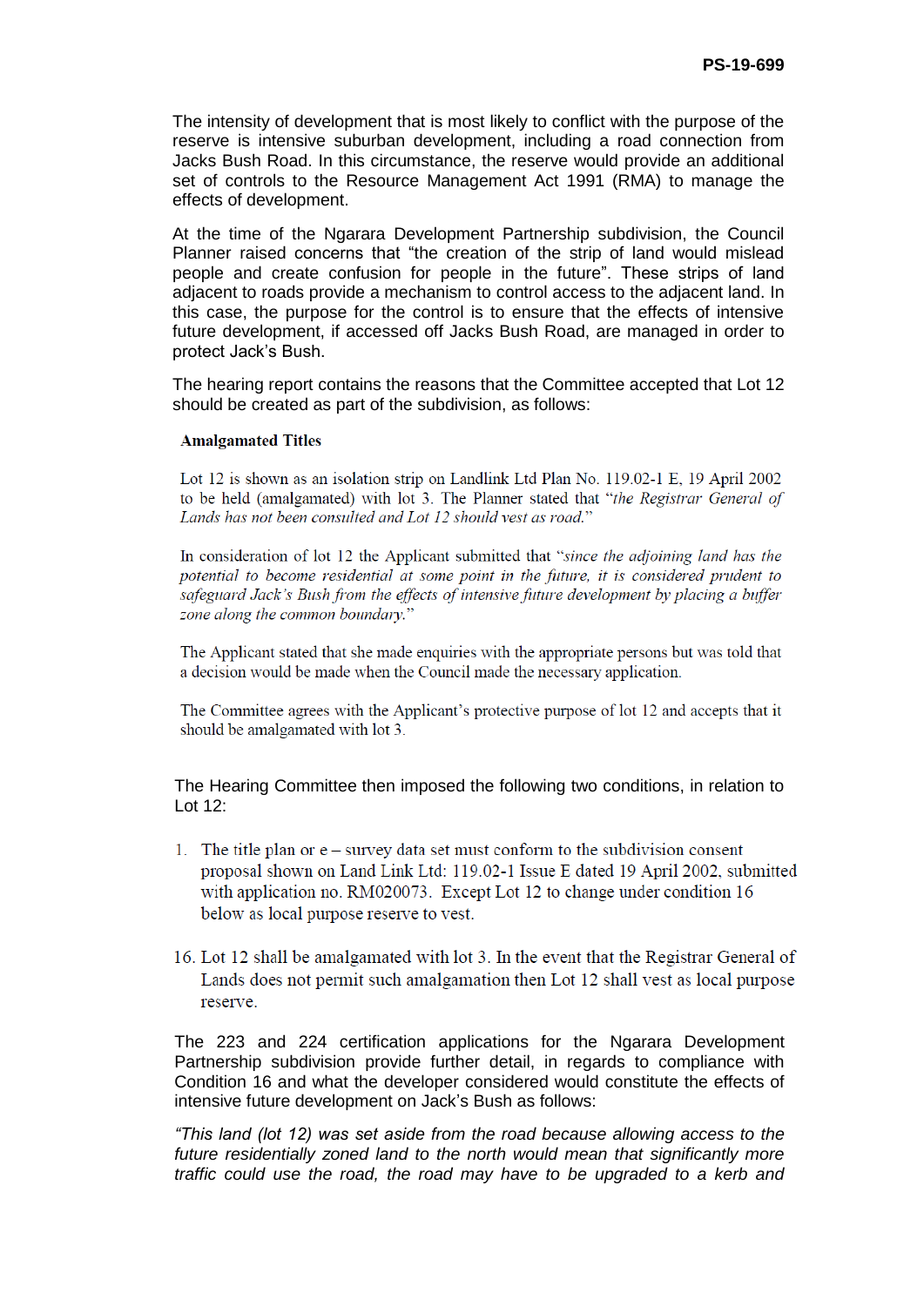The intensity of development that is most likely to conflict with the purpose of the reserve is intensive suburban development, including a road connection from Jacks Bush Road. In this circumstance, the reserve would provide an additional set of controls to the Resource Management Act 1991 (RMA) to manage the effects of development.

At the time of the Ngarara Development Partnership subdivision, the Council Planner raised concerns that "the creation of the strip of land would mislead people and create confusion for people in the future". These strips of land adjacent to roads provide a mechanism to control access to the adjacent land. In this case, the purpose for the control is to ensure that the effects of intensive future development, if accessed off Jacks Bush Road, are managed in order to protect Jack's Bush.

The hearing report contains the reasons that the Committee accepted that Lot 12 should be created as part of the subdivision, as follows:

> **Amalgamated Titles**
>
> Lot 12 is shown as an isolation strip on Landlink Ltd Plan No. 119.02-1 E, 19 April 2002 to be held (amalgamated) with lot 3. The Planner stated that "*the Registrar General of Lands has not been consulted and Lot 12 should vest as road.*"
>
> In consideration of lot 12 the Applicant submitted that "*since the adjoining land has the potential to become residential at some point in the future, it is considered prudent to safeguard Jack's Bush from the effects of intensive future development by placing a buffer zone along the common boundary.*"
>
> The Applicant stated that she made enquiries with the appropriate persons but was told that a decision would be made when the Council made the necessary application.
>
> The Committee agrees with the Applicant's protective purpose of lot 12 and accepts that it should be amalgamated with lot 3.

The Hearing Committee then imposed the following two conditions, in relation to Lot 12:

> 1. The title plan or e – survey data set must conform to the subdivision consent proposal shown on Land Link Ltd: 119.02-1 Issue E dated 19 April 2002, submitted with application no. RM020073. Except Lot 12 to change under condition 16 below as local purpose reserve to vest.
>
> 16. Lot 12 shall be amalgamated with lot 3. In the event that the Registrar General of Lands does not permit such amalgamation then Lot 12 shall vest as local purpose reserve.

The 223 and 224 certification applications for the Ngarara Development Partnership subdivision provide further detail, in regards to compliance with Condition 16 and what the developer considered would constitute the effects of intensive future development on Jack's Bush as follows:

*"This land (lot 12) was set aside from the road because allowing access to the future residentially zoned land to the north would mean that significantly more traffic could use the road, the road may have to be upgraded to a kerb and*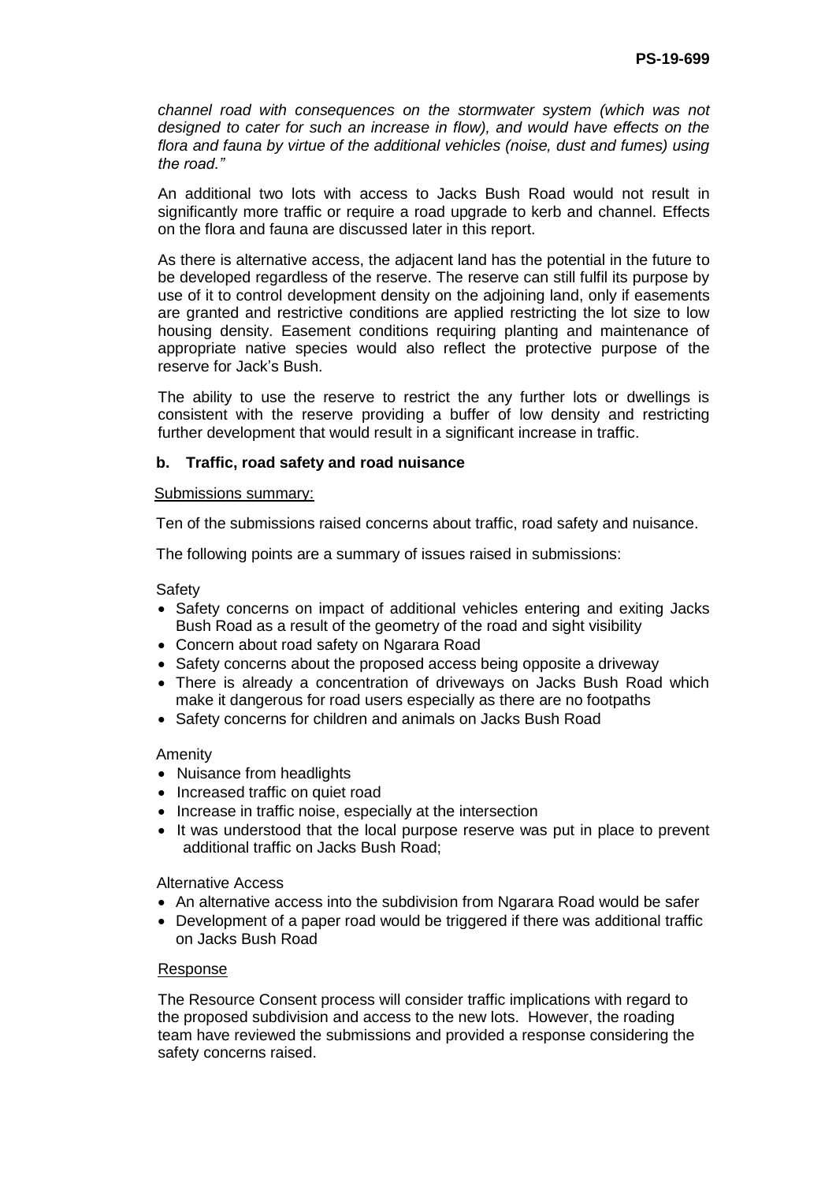*channel road with consequences on the stormwater system (which was not designed to cater for such an increase in flow), and would have effects on the flora and fauna by virtue of the additional vehicles (noise, dust and fumes) using the road."*

An additional two lots with access to Jacks Bush Road would not result in significantly more traffic or require a road upgrade to kerb and channel. Effects on the flora and fauna are discussed later in this report.

As there is alternative access, the adjacent land has the potential in the future to be developed regardless of the reserve. The reserve can still fulfil its purpose by use of it to control development density on the adjoining land, only if easements are granted and restrictive conditions are applied restricting the lot size to low housing density. Easement conditions requiring planting and maintenance of appropriate native species would also reflect the protective purpose of the reserve for Jack's Bush.

The ability to use the reserve to restrict the any further lots or dwellings is consistent with the reserve providing a buffer of low density and restricting further development that would result in a significant increase in traffic.

### b. Traffic, road safety and road nuisance

Submissions summary:

Ten of the submissions raised concerns about traffic, road safety and nuisance.

The following points are a summary of issues raised in submissions:

Safety

- Safety concerns on impact of additional vehicles entering and exiting Jacks Bush Road as a result of the geometry of the road and sight visibility
- Concern about road safety on Ngarara Road
- Safety concerns about the proposed access being opposite a driveway
- There is already a concentration of driveways on Jacks Bush Road which make it dangerous for road users especially as there are no footpaths
- Safety concerns for children and animals on Jacks Bush Road

Amenity

- Nuisance from headlights
- Increased traffic on quiet road
- Increase in traffic noise, especially at the intersection
- It was understood that the local purpose reserve was put in place to prevent additional traffic on Jacks Bush Road;

Alternative Access

- An alternative access into the subdivision from Ngarara Road would be safer
- Development of a paper road would be triggered if there was additional traffic on Jacks Bush Road

Response

The Resource Consent process will consider traffic implications with regard to the proposed subdivision and access to the new lots. However, the roading team have reviewed the submissions and provided a response considering the safety concerns raised.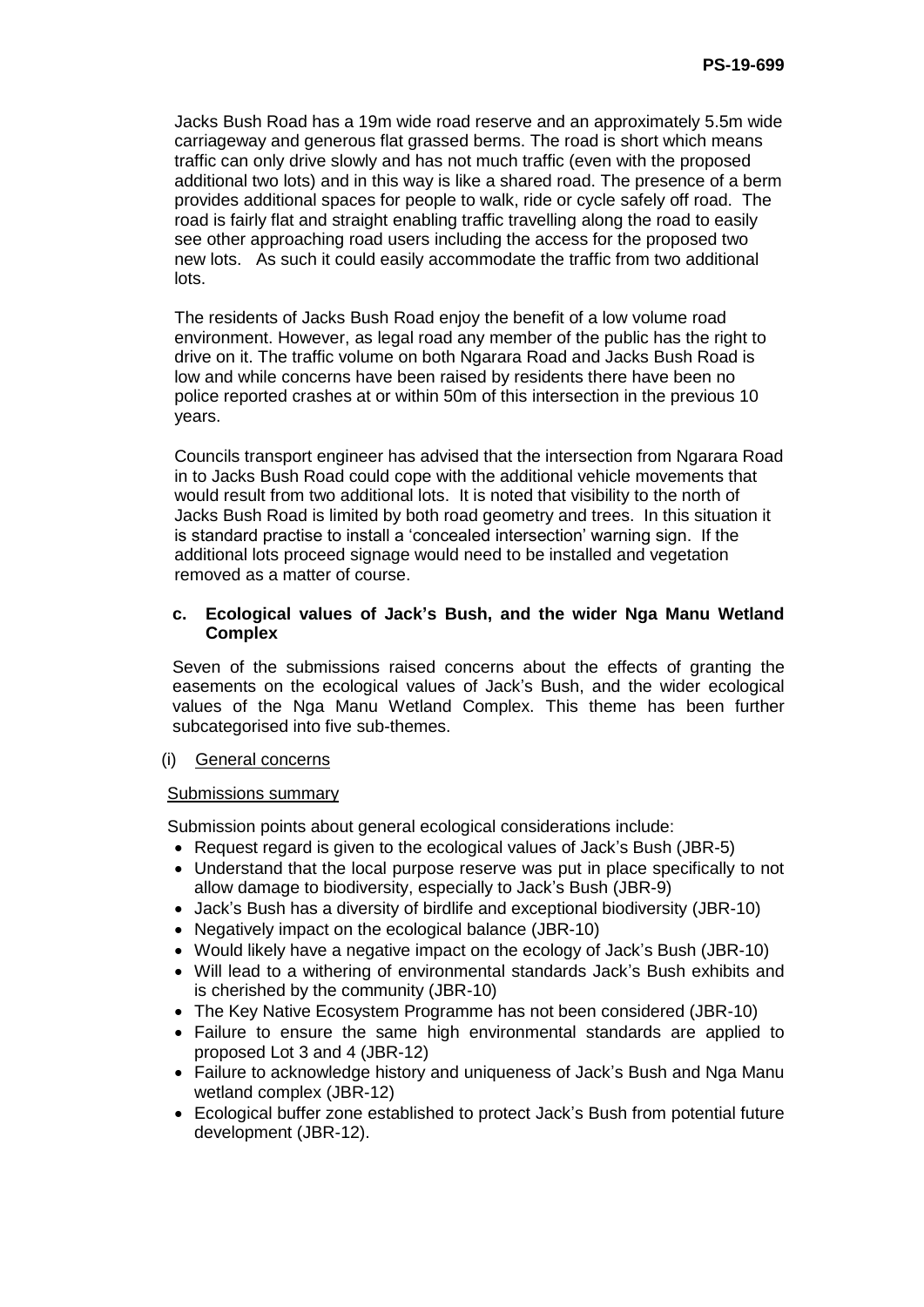Jacks Bush Road has a 19m wide road reserve and an approximately 5.5m wide carriageway and generous flat grassed berms. The road is short which means traffic can only drive slowly and has not much traffic (even with the proposed additional two lots) and in this way is like a shared road. The presence of a berm provides additional spaces for people to walk, ride or cycle safely off road. The road is fairly flat and straight enabling traffic travelling along the road to easily see other approaching road users including the access for the proposed two new lots. As such it could easily accommodate the traffic from two additional lots.

The residents of Jacks Bush Road enjoy the benefit of a low volume road environment. However, as legal road any member of the public has the right to drive on it. The traffic volume on both Ngarara Road and Jacks Bush Road is low and while concerns have been raised by residents there have been no police reported crashes at or within 50m of this intersection in the previous 10 years.

Councils transport engineer has advised that the intersection from Ngarara Road in to Jacks Bush Road could cope with the additional vehicle movements that would result from two additional lots. It is noted that visibility to the north of Jacks Bush Road is limited by both road geometry and trees. In this situation it is standard practise to install a 'concealed intersection' warning sign. If the additional lots proceed signage would need to be installed and vegetation removed as a matter of course.

**c. Ecological values of Jack's Bush, and the wider Nga Manu Wetland Complex**

Seven of the submissions raised concerns about the effects of granting the easements on the ecological values of Jack's Bush, and the wider ecological values of the Nga Manu Wetland Complex. This theme has been further subcategorised into five sub-themes.

(i) General concerns

Submissions summary

Submission points about general ecological considerations include:

- Request regard is given to the ecological values of Jack's Bush (JBR-5)
- Understand that the local purpose reserve was put in place specifically to not allow damage to biodiversity, especially to Jack's Bush (JBR-9)
- Jack's Bush has a diversity of birdlife and exceptional biodiversity (JBR-10)
- Negatively impact on the ecological balance (JBR-10)
- Would likely have a negative impact on the ecology of Jack's Bush (JBR-10)
- Will lead to a withering of environmental standards Jack's Bush exhibits and is cherished by the community (JBR-10)
- The Key Native Ecosystem Programme has not been considered (JBR-10)
- Failure to ensure the same high environmental standards are applied to proposed Lot 3 and 4 (JBR-12)
- Failure to acknowledge history and uniqueness of Jack's Bush and Nga Manu wetland complex (JBR-12)
- Ecological buffer zone established to protect Jack's Bush from potential future development (JBR-12).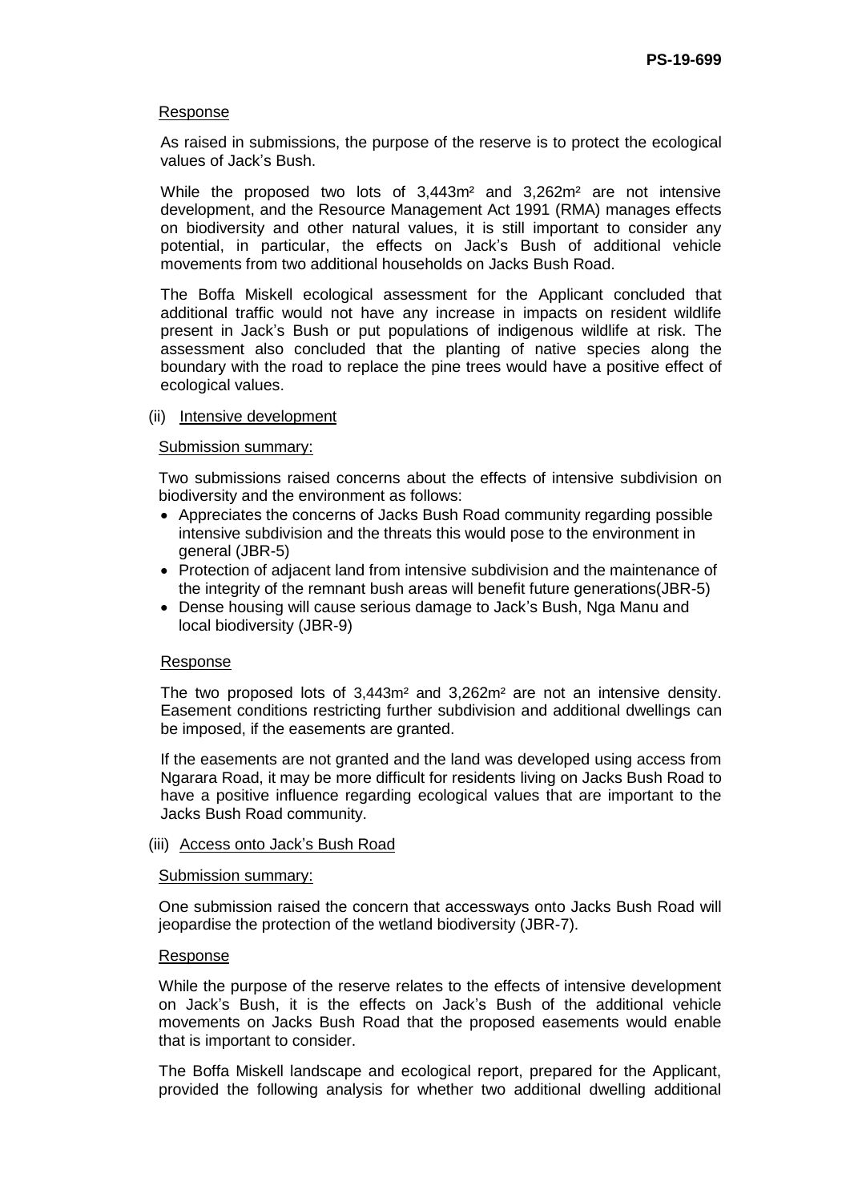Response

As raised in submissions, the purpose of the reserve is to protect the ecological values of Jack's Bush.

While the proposed two lots of 3,443m² and 3,262m² are not intensive development, and the Resource Management Act 1991 (RMA) manages effects on biodiversity and other natural values, it is still important to consider any potential, in particular, the effects on Jack's Bush of additional vehicle movements from two additional households on Jacks Bush Road.

The Boffa Miskell ecological assessment for the Applicant concluded that additional traffic would not have any increase in impacts on resident wildlife present in Jack's Bush or put populations of indigenous wildlife at risk. The assessment also concluded that the planting of native species along the boundary with the road to replace the pine trees would have a positive effect of ecological values.

(ii) Intensive development

Submission summary:

Two submissions raised concerns about the effects of intensive subdivision on biodiversity and the environment as follows:

- Appreciates the concerns of Jacks Bush Road community regarding possible intensive subdivision and the threats this would pose to the environment in general (JBR-5)
- Protection of adjacent land from intensive subdivision and the maintenance of the integrity of the remnant bush areas will benefit future generations(JBR-5)
- Dense housing will cause serious damage to Jack's Bush, Nga Manu and local biodiversity (JBR-9)

Response

The two proposed lots of 3,443m² and 3,262m² are not an intensive density. Easement conditions restricting further subdivision and additional dwellings can be imposed, if the easements are granted.

If the easements are not granted and the land was developed using access from Ngarara Road, it may be more difficult for residents living on Jacks Bush Road to have a positive influence regarding ecological values that are important to the Jacks Bush Road community.

(iii) Access onto Jack's Bush Road

Submission summary:

One submission raised the concern that accessways onto Jacks Bush Road will jeopardise the protection of the wetland biodiversity (JBR-7).

Response

While the purpose of the reserve relates to the effects of intensive development on Jack's Bush, it is the effects on Jack's Bush of the additional vehicle movements on Jacks Bush Road that the proposed easements would enable that is important to consider.

The Boffa Miskell landscape and ecological report, prepared for the Applicant, provided the following analysis for whether two additional dwelling additional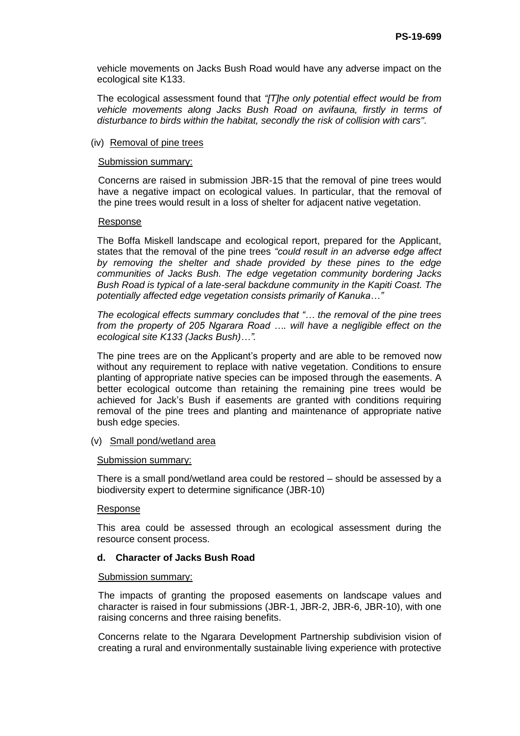vehicle movements on Jacks Bush Road would have any adverse impact on the ecological site K133.

The ecological assessment found that *"[T]he only potential effect would be from vehicle movements along Jacks Bush Road on avifauna, firstly in terms of disturbance to birds within the habitat, secondly the risk of collision with cars".*

(iv) Removal of pine trees

Submission summary:

Concerns are raised in submission JBR-15 that the removal of pine trees would have a negative impact on ecological values. In particular, that the removal of the pine trees would result in a loss of shelter for adjacent native vegetation.

Response

The Boffa Miskell landscape and ecological report, prepared for the Applicant, states that the removal of the pine trees *"could result in an adverse edge affect by removing the shelter and shade provided by these pines to the edge communities of Jacks Bush. The edge vegetation community bordering Jacks Bush Road is typical of a late-seral backdune community in the Kapiti Coast. The potentially affected edge vegetation consists primarily of Kanuka…"*

*The ecological effects summary concludes that "… the removal of the pine trees from the property of 205 Ngarara Road …. will have a negligible effect on the ecological site K133 (Jacks Bush)…".*

The pine trees are on the Applicant's property and are able to be removed now without any requirement to replace with native vegetation. Conditions to ensure planting of appropriate native species can be imposed through the easements. A better ecological outcome than retaining the remaining pine trees would be achieved for Jack's Bush if easements are granted with conditions requiring removal of the pine trees and planting and maintenance of appropriate native bush edge species.

(v) Small pond/wetland area

Submission summary:

There is a small pond/wetland area could be restored – should be assessed by a biodiversity expert to determine significance (JBR-10)

Response

This area could be assessed through an ecological assessment during the resource consent process.

**d. Character of Jacks Bush Road**

Submission summary:

The impacts of granting the proposed easements on landscape values and character is raised in four submissions (JBR-1, JBR-2, JBR-6, JBR-10), with one raising concerns and three raising benefits.

Concerns relate to the Ngarara Development Partnership subdivision vision of creating a rural and environmentally sustainable living experience with protective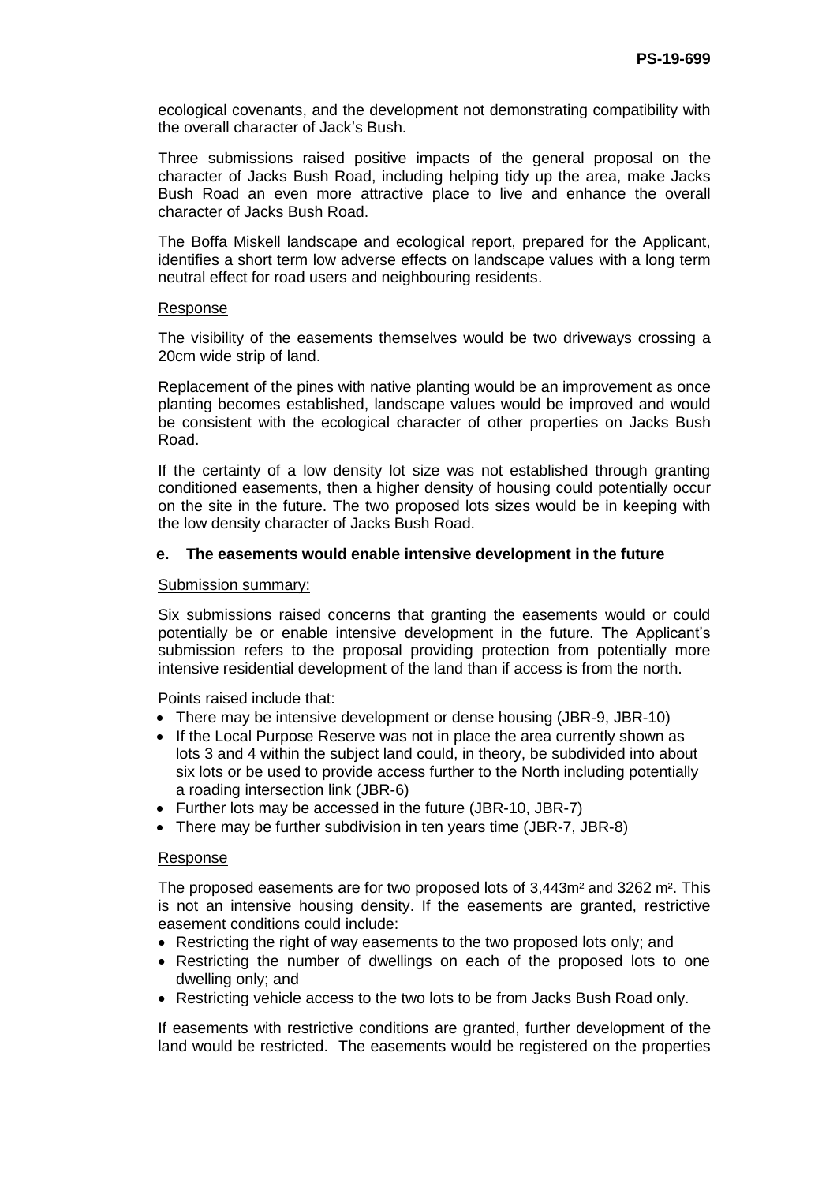ecological covenants, and the development not demonstrating compatibility with the overall character of Jack's Bush.

Three submissions raised positive impacts of the general proposal on the character of Jacks Bush Road, including helping tidy up the area, make Jacks Bush Road an even more attractive place to live and enhance the overall character of Jacks Bush Road.

The Boffa Miskell landscape and ecological report, prepared for the Applicant, identifies a short term low adverse effects on landscape values with a long term neutral effect for road users and neighbouring residents.

Response

The visibility of the easements themselves would be two driveways crossing a 20cm wide strip of land.

Replacement of the pines with native planting would be an improvement as once planting becomes established, landscape values would be improved and would be consistent with the ecological character of other properties on Jacks Bush Road.

If the certainty of a low density lot size was not established through granting conditioned easements, then a higher density of housing could potentially occur on the site in the future. The two proposed lots sizes would be in keeping with the low density character of Jacks Bush Road.

**e. The easements would enable intensive development in the future**

Submission summary:

Six submissions raised concerns that granting the easements would or could potentially be or enable intensive development in the future. The Applicant's submission refers to the proposal providing protection from potentially more intensive residential development of the land than if access is from the north.

Points raised include that:

- There may be intensive development or dense housing (JBR-9, JBR-10)
- If the Local Purpose Reserve was not in place the area currently shown as lots 3 and 4 within the subject land could, in theory, be subdivided into about six lots or be used to provide access further to the North including potentially a roading intersection link (JBR-6)
- Further lots may be accessed in the future (JBR-10, JBR-7)
- There may be further subdivision in ten years time (JBR-7, JBR-8)

Response

The proposed easements are for two proposed lots of 3,443m² and 3262 m². This is not an intensive housing density. If the easements are granted, restrictive easement conditions could include:

- Restricting the right of way easements to the two proposed lots only; and
- Restricting the number of dwellings on each of the proposed lots to one dwelling only; and
- Restricting vehicle access to the two lots to be from Jacks Bush Road only.

If easements with restrictive conditions are granted, further development of the land would be restricted. The easements would be registered on the properties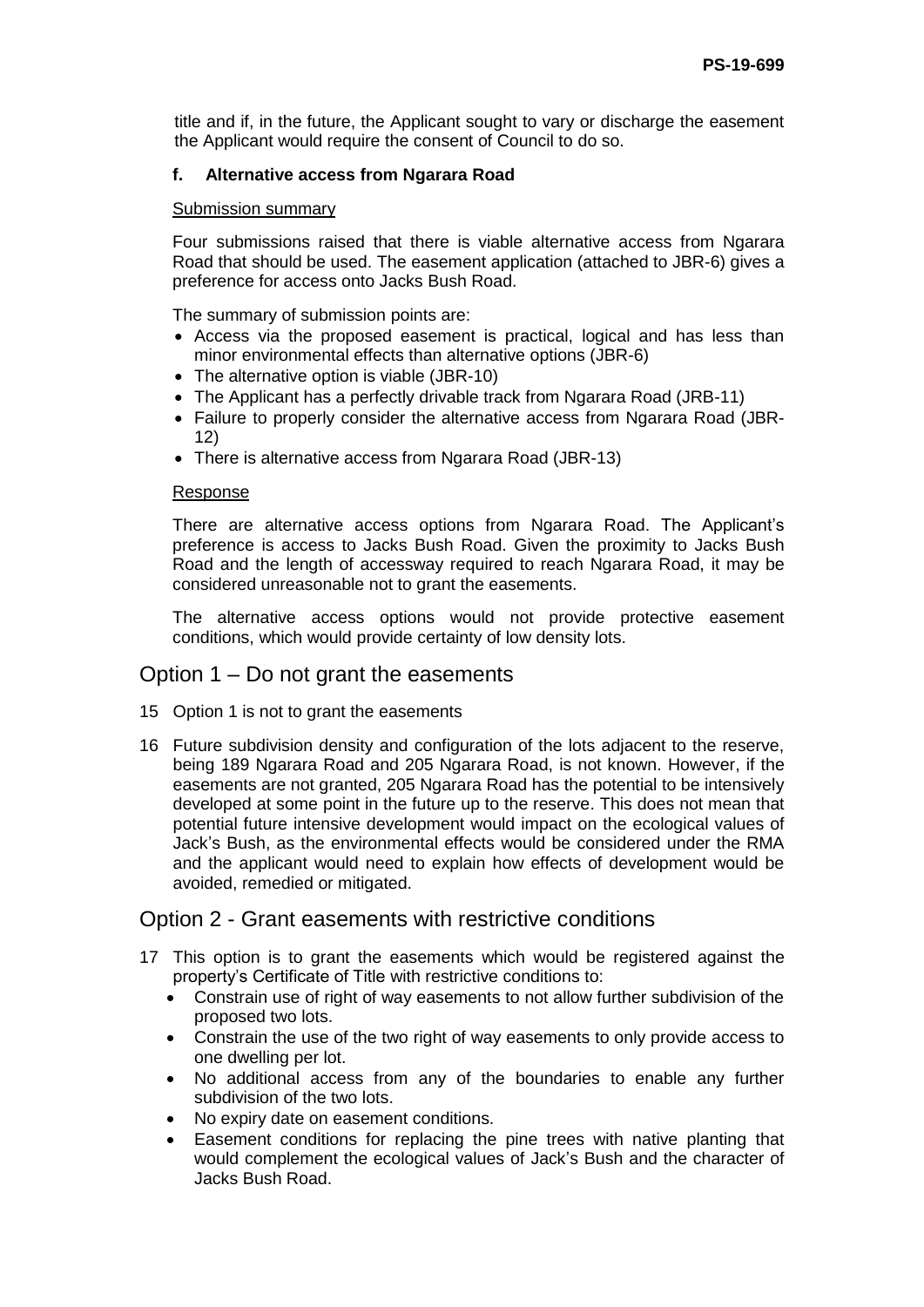title and if, in the future, the Applicant sought to vary or discharge the easement the Applicant would require the consent of Council to do so.

#### f. Alternative access from Ngarara Road

Submission summary

Four submissions raised that there is viable alternative access from Ngarara Road that should be used. The easement application (attached to JBR-6) gives a preference for access onto Jacks Bush Road.

The summary of submission points are:

- Access via the proposed easement is practical, logical and has less than minor environmental effects than alternative options (JBR-6)
- The alternative option is viable (JBR-10)
- The Applicant has a perfectly drivable track from Ngarara Road (JRB-11)
- Failure to properly consider the alternative access from Ngarara Road (JBR-12)
- There is alternative access from Ngarara Road (JBR-13)

Response

There are alternative access options from Ngarara Road. The Applicant's preference is access to Jacks Bush Road. Given the proximity to Jacks Bush Road and the length of accessway required to reach Ngarara Road, it may be considered unreasonable not to grant the easements.

The alternative access options would not provide protective easement conditions, which would provide certainty of low density lots.

## Option 1 – Do not grant the easements

15 Option 1 is not to grant the easements

16 Future subdivision density and configuration of the lots adjacent to the reserve, being 189 Ngarara Road and 205 Ngarara Road, is not known. However, if the easements are not granted, 205 Ngarara Road has the potential to be intensively developed at some point in the future up to the reserve. This does not mean that potential future intensive development would impact on the ecological values of Jack's Bush, as the environmental effects would be considered under the RMA and the applicant would need to explain how effects of development would be avoided, remedied or mitigated.

## Option 2 - Grant easements with restrictive conditions

17 This option is to grant the easements which would be registered against the property's Certificate of Title with restrictive conditions to:

- Constrain use of right of way easements to not allow further subdivision of the proposed two lots.
- Constrain the use of the two right of way easements to only provide access to one dwelling per lot.
- No additional access from any of the boundaries to enable any further subdivision of the two lots.
- No expiry date on easement conditions.
- Easement conditions for replacing the pine trees with native planting that would complement the ecological values of Jack's Bush and the character of Jacks Bush Road.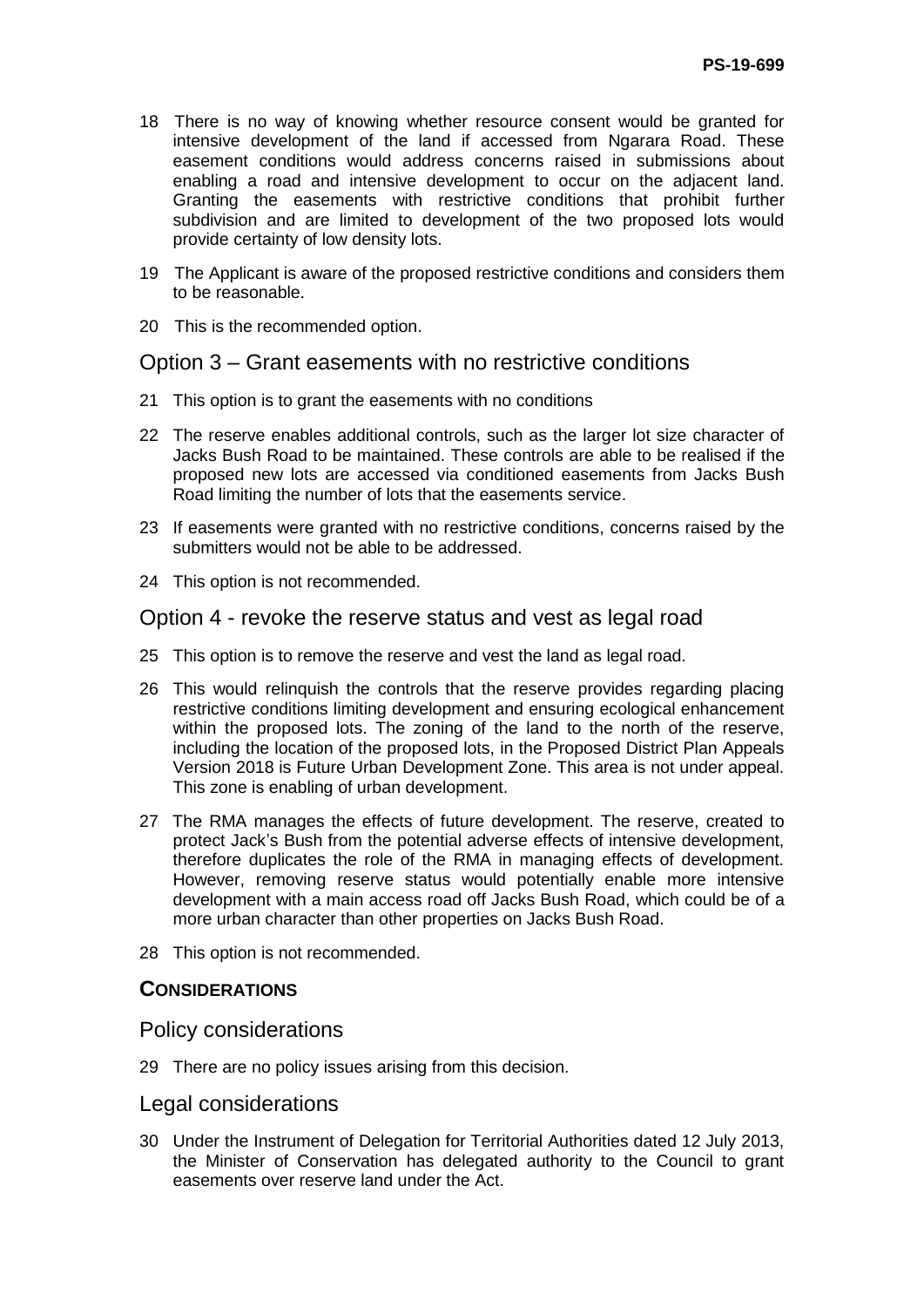18 There is no way of knowing whether resource consent would be granted for intensive development of the land if accessed from Ngarara Road. These easement conditions would address concerns raised in submissions about enabling a road and intensive development to occur on the adjacent land. Granting the easements with restrictive conditions that prohibit further subdivision and are limited to development of the two proposed lots would provide certainty of low density lots.

19 The Applicant is aware of the proposed restrictive conditions and considers them to be reasonable.

20 This is the recommended option.

## Option 3 – Grant easements with no restrictive conditions

21 This option is to grant the easements with no conditions

22 The reserve enables additional controls, such as the larger lot size character of Jacks Bush Road to be maintained. These controls are able to be realised if the proposed new lots are accessed via conditioned easements from Jacks Bush Road limiting the number of lots that the easements service.

23 If easements were granted with no restrictive conditions, concerns raised by the submitters would not be able to be addressed.

24 This option is not recommended.

## Option 4 - revoke the reserve status and vest as legal road

25 This option is to remove the reserve and vest the land as legal road.

26 This would relinquish the controls that the reserve provides regarding placing restrictive conditions limiting development and ensuring ecological enhancement within the proposed lots. The zoning of the land to the north of the reserve, including the location of the proposed lots, in the Proposed District Plan Appeals Version 2018 is Future Urban Development Zone. This area is not under appeal. This zone is enabling of urban development.

27 The RMA manages the effects of future development. The reserve, created to protect Jack's Bush from the potential adverse effects of intensive development, therefore duplicates the role of the RMA in managing effects of development. However, removing reserve status would potentially enable more intensive development with a main access road off Jacks Bush Road, which could be of a more urban character than other properties on Jacks Bush Road.

28 This option is not recommended.

### CONSIDERATIONS

## Policy considerations

29 There are no policy issues arising from this decision.

## Legal considerations

30 Under the Instrument of Delegation for Territorial Authorities dated 12 July 2013, the Minister of Conservation has delegated authority to the Council to grant easements over reserve land under the Act.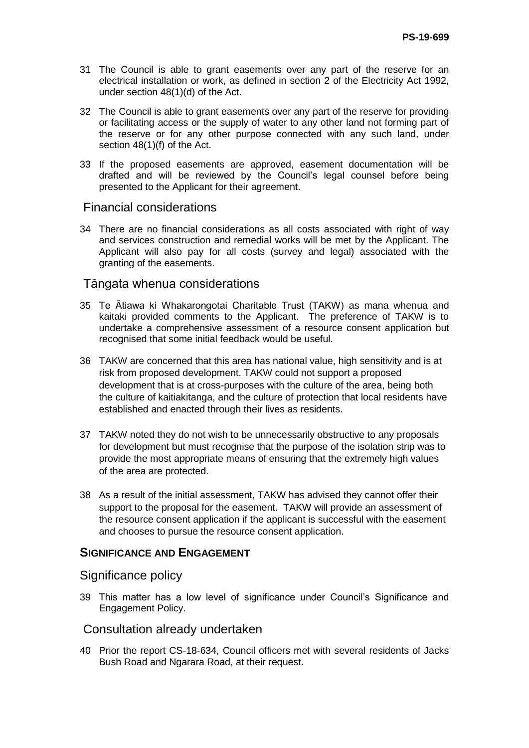31 The Council is able to grant easements over any part of the reserve for an electrical installation or work, as defined in section 2 of the Electricity Act 1992, under section 48(1)(d) of the Act.

32 The Council is able to grant easements over any part of the reserve for providing or facilitating access or the supply of water to any other land not forming part of the reserve or for any other purpose connected with any such land, under section 48(1)(f) of the Act.

33 If the proposed easements are approved, easement documentation will be drafted and will be reviewed by the Council's legal counsel before being presented to the Applicant for their agreement.

## Financial considerations

34 There are no financial considerations as all costs associated with right of way and services construction and remedial works will be met by the Applicant. The Applicant will also pay for all costs (survey and legal) associated with the granting of the easements.

## Tāngata whenua considerations

35 Te Ātiawa ki Whakarongotai Charitable Trust (TAKW) as mana whenua and kaitaki provided comments to the Applicant. The preference of TAKW is to undertake a comprehensive assessment of a resource consent application but recognised that some initial feedback would be useful.

36 TAKW are concerned that this area has national value, high sensitivity and is at risk from proposed development. TAKW could not support a proposed development that is at cross-purposes with the culture of the area, being both the culture of kaitiakitanga, and the culture of protection that local residents have established and enacted through their lives as residents.

37 TAKW noted they do not wish to be unnecessarily obstructive to any proposals for development but must recognise that the purpose of the isolation strip was to provide the most appropriate means of ensuring that the extremely high values of the area are protected.

38 As a result of the initial assessment, TAKW has advised they cannot offer their support to the proposal for the easement. TAKW will provide an assessment of the resource consent application if the applicant is successful with the easement and chooses to pursue the resource consent application.

### SIGNIFICANCE AND ENGAGEMENT

## Significance policy

39 This matter has a low level of significance under Council's Significance and Engagement Policy.

## Consultation already undertaken

40 Prior the report CS-18-634, Council officers met with several residents of Jacks Bush Road and Ngarara Road, at their request.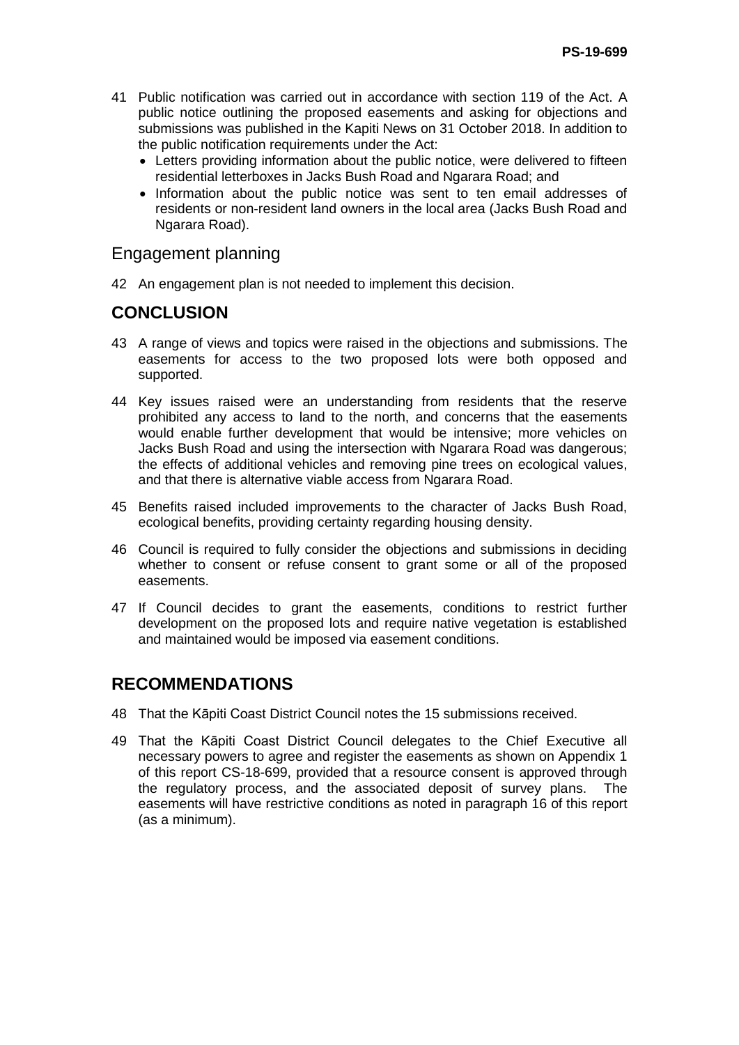41 Public notification was carried out in accordance with section 119 of the Act. A public notice outlining the proposed easements and asking for objections and submissions was published in the Kapiti News on 31 October 2018. In addition to the public notification requirements under the Act:
   - Letters providing information about the public notice, were delivered to fifteen residential letterboxes in Jacks Bush Road and Ngarara Road; and
   - Information about the public notice was sent to ten email addresses of residents or non-resident land owners in the local area (Jacks Bush Road and Ngarara Road).

### Engagement planning

42 An engagement plan is not needed to implement this decision.

## CONCLUSION

43 A range of views and topics were raised in the objections and submissions. The easements for access to the two proposed lots were both opposed and supported.

44 Key issues raised were an understanding from residents that the reserve prohibited any access to land to the north, and concerns that the easements would enable further development that would be intensive; more vehicles on Jacks Bush Road and using the intersection with Ngarara Road was dangerous; the effects of additional vehicles and removing pine trees on ecological values, and that there is alternative viable access from Ngarara Road.

45 Benefits raised included improvements to the character of Jacks Bush Road, ecological benefits, providing certainty regarding housing density.

46 Council is required to fully consider the objections and submissions in deciding whether to consent or refuse consent to grant some or all of the proposed easements.

47 If Council decides to grant the easements, conditions to restrict further development on the proposed lots and require native vegetation is established and maintained would be imposed via easement conditions.

## RECOMMENDATIONS

48 That the Kāpiti Coast District Council notes the 15 submissions received.

49 That the Kāpiti Coast District Council delegates to the Chief Executive all necessary powers to agree and register the easements as shown on Appendix 1 of this report CS-18-699, provided that a resource consent is approved through the regulatory process, and the associated deposit of survey plans. The easements will have restrictive conditions as noted in paragraph 16 of this report (as a minimum).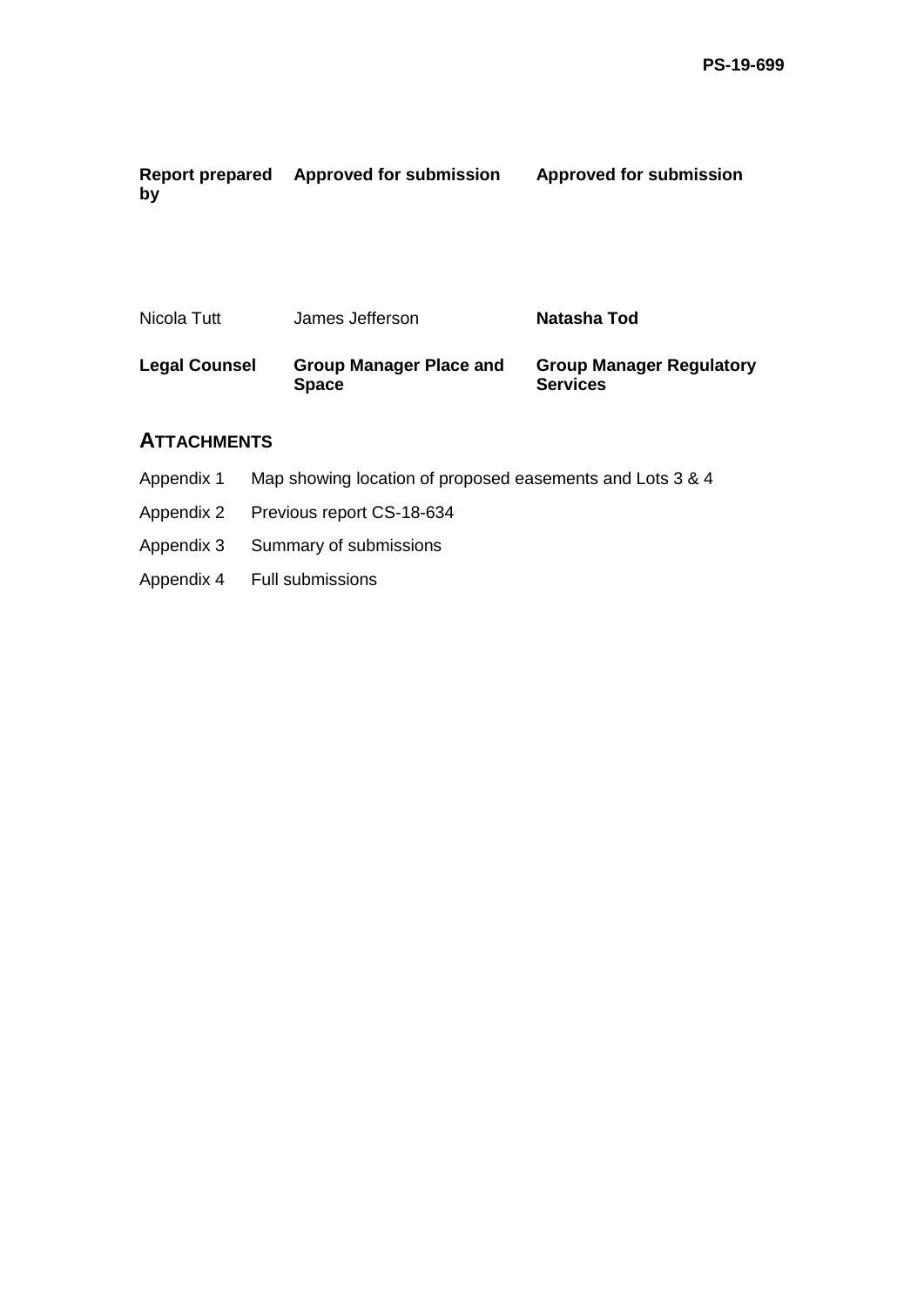| **Report prepared by** | **Approved for submission** | **Approved for submission** |
| --- | --- | --- |
| | | |
| Nicola Tutt | James Jefferson | **Natasha Tod** |
| **Legal Counsel** | **Group Manager Place and Space** | **Group Manager Regulatory Services** |

## ATTACHMENTS

Appendix 1 Map showing location of proposed easements and Lots 3 & 4

Appendix 2 Previous report CS-18-634

Appendix 3 Summary of submissions

Appendix 4 Full submissions